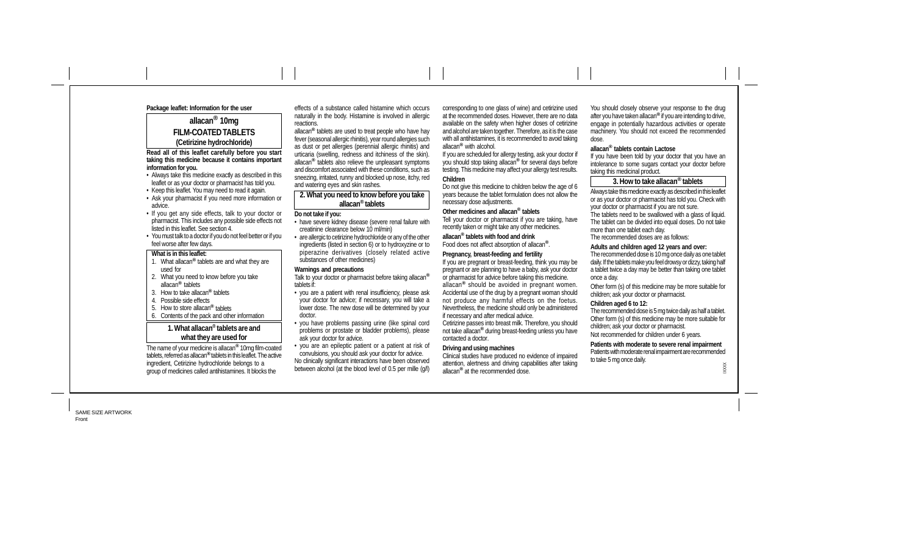**Package leaflet: Information for the user**

# allacan® 10mg FILM-COATED TABLETS

**(Cetirizine hydrochloride)**

**Read all of this leaflet carefully before you start taking this medicine because it contains important information for you.**

- Always take this medicine exactly as described in this leaflet or as your doctor or pharmacist has told you.
- Keep this leaflet. You may need to read it again.
- Ask your pharmacist if you need more information or advice.
- If you get any side effects, talk to your doctor or pharmacist. This includes any possible side effects not listed in this leaflet. See section 4.
- You must talk to a doctor if you do not feel better or if you feel worse after few days.

**What is in this leaflet:**

1. What allacan® tablets are and what they are used for
2. What you need to know before you take allacan® tablets
3. How to take allacan® tablets
4. Possible side effects
5. How to store allacan® tablets
6. Contents of the pack and other information

## 1. What allacan® tablets are and what they are used for

The name of your medicine is allacan® 10mg film-coated tablets, referred as allacan® tablets in this leaflet. The active ingredient, Cetirizine hydrochloride belongs to a group of medicines called antihistamines. It blocks the effects of a substance called histamine which occurs naturally in the body. Histamine is involved in allergic reactions.

allacan® tablets are used to treat people who have hay fever (seasonal allergic rhinitis), year round allergies such as dust or pet allergies (perennial allergic rhinitis) and urticaria (swelling, redness and itchiness of the skin). allacan® tablets also relieve the unpleasant symptoms and discomfort associated with these conditions, such as sneezing, irritated, runny and blocked up nose, itchy, red and watering eyes and skin rashes.

## 2. What you need to know before you take allacan® tablets

**Do not take if you:**

- have severe kidney disease (severe renal failure with creatinine clearance below 10 ml/min)
- are allergic to cetirizine hydrochloride or any of the other ingredients (listed in section 6) or to hydroxyzine or to piperazine derivatives (closely related active substances of other medicines)

**Warnings and precautions**

Talk to your doctor or pharmacist before taking allacan® tablets if:

- you are a patient with renal insufficiency, please ask your doctor for advice; if necessary, you will take a lower dose. The new dose will be determined by your doctor.
- you have problems passing urine (like spinal cord problems or prostate or bladder problems), please ask your doctor for advice.
- you are an epileptic patient or a patient at risk of convulsions, you should ask your doctor for advice.

No clinically significant interactions have been observed between alcohol (at the blood level of 0.5 per mille (g/l) corresponding to one glass of wine) and cetirizine used at the recommended doses. However, there are no data available on the safety when higher doses of cetirizine and alcohol are taken together. Therefore, as it is the case with all antihistamines, it is recommended to avoid taking allacan® with alcohol.

If you are scheduled for allergy testing, ask your doctor if you should stop taking allacan® for several days before testing. This medicine may affect your allergy test results.

**Children**

Do not give this medicine to children below the age of 6 years because the tablet formulation does not allow the necessary dose adjustments.

**Other medicines and allacan® tablets**

Tell your doctor or pharmacist if you are taking, have recently taken or might take any other medicines.

**allacan® tablets with food and drink**

Food does not affect absorption of allacan®.

**Pregnancy, breast-feeding and fertility**

If you are pregnant or breast-feeding, think you may be pregnant or are planning to have a baby, ask your doctor or pharmacist for advice before taking this medicine.

allacan® should be avoided in pregnant women. Accidental use of the drug by a pregnant woman should not produce any harmful effects on the foetus. Nevertheless, the medicine should only be administered if necessary and after medical advice.

Cetirizine passes into breast milk. Therefore, you should not take allacan® during breast-feeding unless you have contacted a doctor.

**Driving and using machines**

Clinical studies have produced no evidence of impaired attention, alertness and driving capabilities after taking allacan® at the recommended dose.

You should closely observe your response to the drug after you have taken allacan® if you are intending to drive, engage in potentially hazardous activities or operate machinery. You should not exceed the recommended dose.

**allacan® tablets contain Lactose**

If you have been told by your doctor that you have an intolerance to some sugars contact your doctor before taking this medicinal product.

## 3. How to take allacan® tablets

Always take this medicine exactly as described in this leaflet or as your doctor or pharmacist has told you. Check with your doctor or pharmacist if you are not sure.

The tablets need to be swallowed with a glass of liquid. The tablet can be divided into equal doses. Do not take more than one tablet each day.

The recommended doses are as follows:

**Adults and children aged 12 years and over:**

The recommended dose is 10 mg once daily as one tablet daily. If the tablets make you feel drowsy or dizzy, taking half a tablet twice a day may be better than taking one tablet once a day.

Other form (s) of this medicine may be more suitable for children; ask your doctor or pharmacist.

**Children aged 6 to 12:**

The recommended dose is 5 mg twice daily as half a tablet. Other form (s) of this medicine may be more suitable for children; ask your doctor or pharmacist.

Not recommended for children under 6 years.

**Patients with moderate to severe renal impairment**

Patients with moderate renal impairment are recommended to take 5 mg once daily.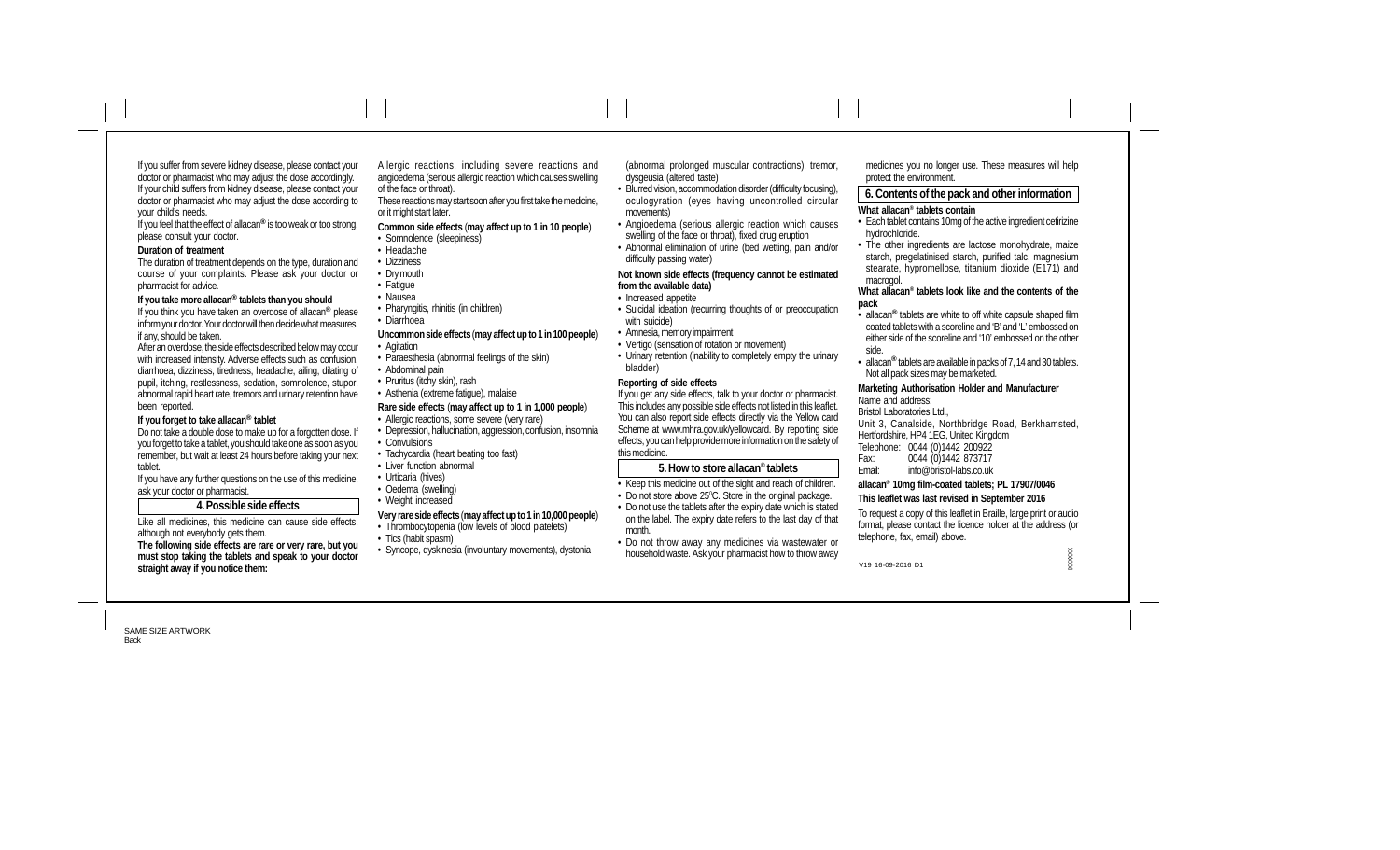If you suffer from severe kidney disease, please contact your doctor or pharmacist who may adjust the dose accordingly.
If your child suffers from kidney disease, please contact your doctor or pharmacist who may adjust the dose according to your child's needs.
If you feel that the effect of allacan® is too weak or too strong, please consult your doctor.

**Duration of treatment**

The duration of treatment depends on the type, duration and course of your complaints. Please ask your doctor or pharmacist for advice.

**If you take more allacan® tablets than you should**

If you think you have taken an overdose of allacan® please inform your doctor. Your doctor will then decide what measures, if any, should be taken.
After an overdose, the side effects described below may occur with increased intensity. Adverse effects such as confusion, diarrhoea, dizziness, tiredness, headache, ailing, dilating of pupil, itching, restlessness, sedation, somnolence, stupor, abnormal rapid heart rate, tremors and urinary retention have been reported.

**If you forget to take allacan® tablet**

Do not take a double dose to make up for a forgotten dose. If you forget to take a tablet, you should take one as soon as you remember, but wait at least 24 hours before taking your next tablet.
If you have any further questions on the use of this medicine, ask your doctor or pharmacist.

## 4. Possible side effects

Like all medicines, this medicine can cause side effects, although not everybody gets them.

**The following side effects are rare or very rare, but you must stop taking the tablets and speak to your doctor straight away if you notice them:**

Allergic reactions, including severe reactions and angioedema (serious allergic reaction which causes swelling of the face or throat).
These reactions may start soon after you first take the medicine, or it might start later.

**Common side effects** (**may affect up to 1 in 10 people**)

- Somnolence (sleepiness)
- Headache
- Dizziness
- Dry mouth
- Fatigue
- Nausea
- Pharyngitis, rhinitis (in children)
- Diarrhoea

**Uncommon side effects** (**may affect up to 1 in 100 people**)

- Agitation
- Paraesthesia (abnormal feelings of the skin)
- Abdominal pain
- Pruritus (itchy skin), rash
- Asthenia (extreme fatigue), malaise

**Rare side effects** (**may affect up to 1 in 1,000 people**)

- Allergic reactions, some severe (very rare)
- Depression, hallucination, aggression, confusion, insomnia
- Convulsions
- Tachycardia (heart beating too fast)
- Liver function abnormal
- Urticaria (hives)
- Oedema (swelling)
- Weight increased

**Very rare side effects** (**may affect up to 1 in 10,000 people**)

- Thrombocytopenia (low levels of blood platelets)
- Tics (habit spasm)
- Syncope, dyskinesia (involuntary movements), dystonia (abnormal prolonged muscular contractions), tremor, dysgeusia (altered taste)
- Blurred vision, accommodation disorder (difficulty focusing), oculogyration (eyes having uncontrolled circular movements)
- Angioedema (serious allergic reaction which causes swelling of the face or throat), fixed drug eruption
- Abnormal elimination of urine (bed wetting, pain and/or difficulty passing water)

**Not known side effects (frequency cannot be estimated from the available data)**

- Increased appetite
- Suicidal ideation (recurring thoughts of or preoccupation with suicide)
- Amnesia, memory impairment
- Vertigo (sensation of rotation or movement)
- Urinary retention (inability to completely empty the urinary bladder)

**Reporting of side effects**

If you get any side effects, talk to your doctor or pharmacist. This includes any possible side effects not listed in this leaflet. You can also report side effects directly via the Yellow card Scheme at www.mhra.gov.uk/yellowcard. By reporting side effects, you can help provide more information on the safety of this medicine.

## 5. How to store allacan® tablets

- Keep this medicine out of the sight and reach of children.
- Do not store above 25ºC. Store in the original package.
- Do not use the tablets after the expiry date which is stated on the label. The expiry date refers to the last day of that month.
- Do not throw away any medicines via wastewater or household waste. Ask your pharmacist how to throw away medicines you no longer use. These measures will help protect the environment.

## 6. Contents of the pack and other information

**What allacan® tablets contain**

- Each tablet contains 10mg of the active ingredient cetirizine hydrochloride.
- The other ingredients are lactose monohydrate, maize starch, pregelatinised starch, purified talc, magnesium stearate, hypromellose, titanium dioxide (E171) and macrogol.

**What allacan® tablets look like and the contents of the pack**

- allacan® tablets are white to off white capsule shaped film coated tablets with a scoreline and 'B' and 'L' embossed on either side of the scoreline and '10' embossed on the other side.
- allacan® tablets are available in packs of 7, 14 and 30 tablets. Not all pack sizes may be marketed.

**Marketing Authorisation Holder and Manufacturer**

Name and address:
Bristol Laboratories Ltd.,
Unit 3, Canalside, Northbridge Road, Berkhamsted, Hertfordshire, HP4 1EG, United Kingdom
Telephone: 0044 (0)1442 200922
Fax: 0044 (0)1442 873717
Email: info@bristol-labs.co.uk

**allacan® 10mg film-coated tablets; PL 17907/0046**

**This leaflet was last revised in September 2016**

To request a copy of this leaflet in Braille, large print or audio format, please contact the licence holder at the address (or telephone, fax, email) above.

V19 16-09-2016 D1

XXXXXX

SAME SIZE ARTWORK
Back